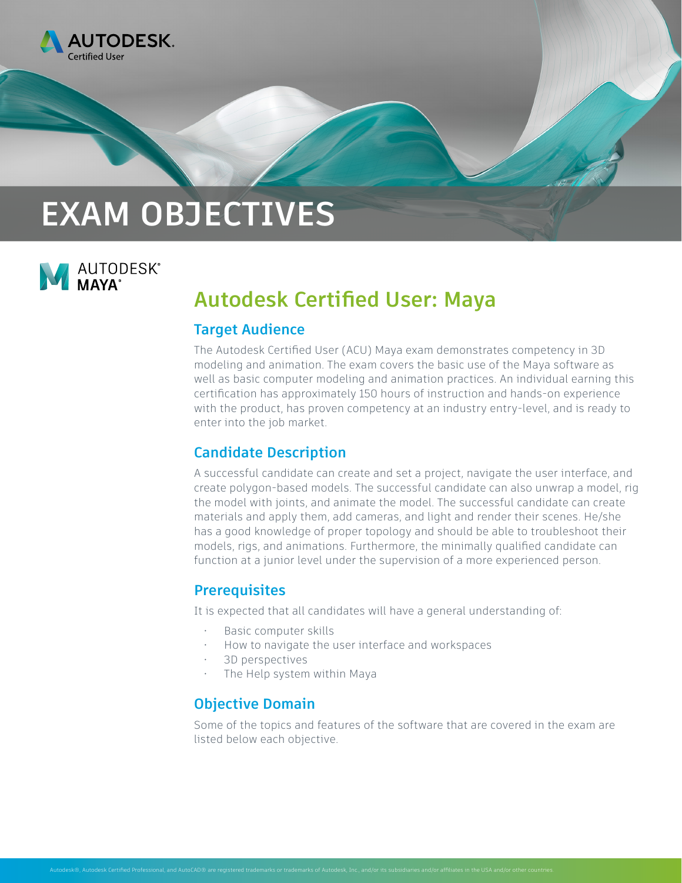AUTODESK. Certified User

# EXAM OBJECTIVES

AUTODESK® MAYA®

## Autodesk Certified User: Maya

### Target Audience

The Autodesk Certified User (ACU) Maya exam demonstrates competency in 3D modeling and animation. The exam covers the basic use of the Maya software as well as basic computer modeling and animation practices. An individual earning this certification has approximately 150 hours of instruction and hands-on experience with the product, has proven competency at an industry entry-level, and is ready to enter into the job market.

### Candidate Description

A successful candidate can create and set a project, navigate the user interface, and create polygon-based models. The successful candidate can also unwrap a model, rig the model with joints, and animate the model. The successful candidate can create materials and apply them, add cameras, and light and render their scenes. He/she has a good knowledge of proper topology and should be able to troubleshoot their models, rigs, and animations. Furthermore, the minimally qualified candidate can function at a junior level under the supervision of a more experienced person.

### Prerequisites

It is expected that all candidates will have a general understanding of:

- Basic computer skills
- How to navigate the user interface and workspaces
- 3D perspectives
- The Help system within Maya

### Objective Domain

Some of the topics and features of the software that are covered in the exam are listed below each objective.

Autodesk®, Autodesk Certified Professional, and AutoCAD® are registered trademarks or trademarks of Autodesk, Inc., and/or its subsidiaries and/or affiliates in the USA and/or other countries.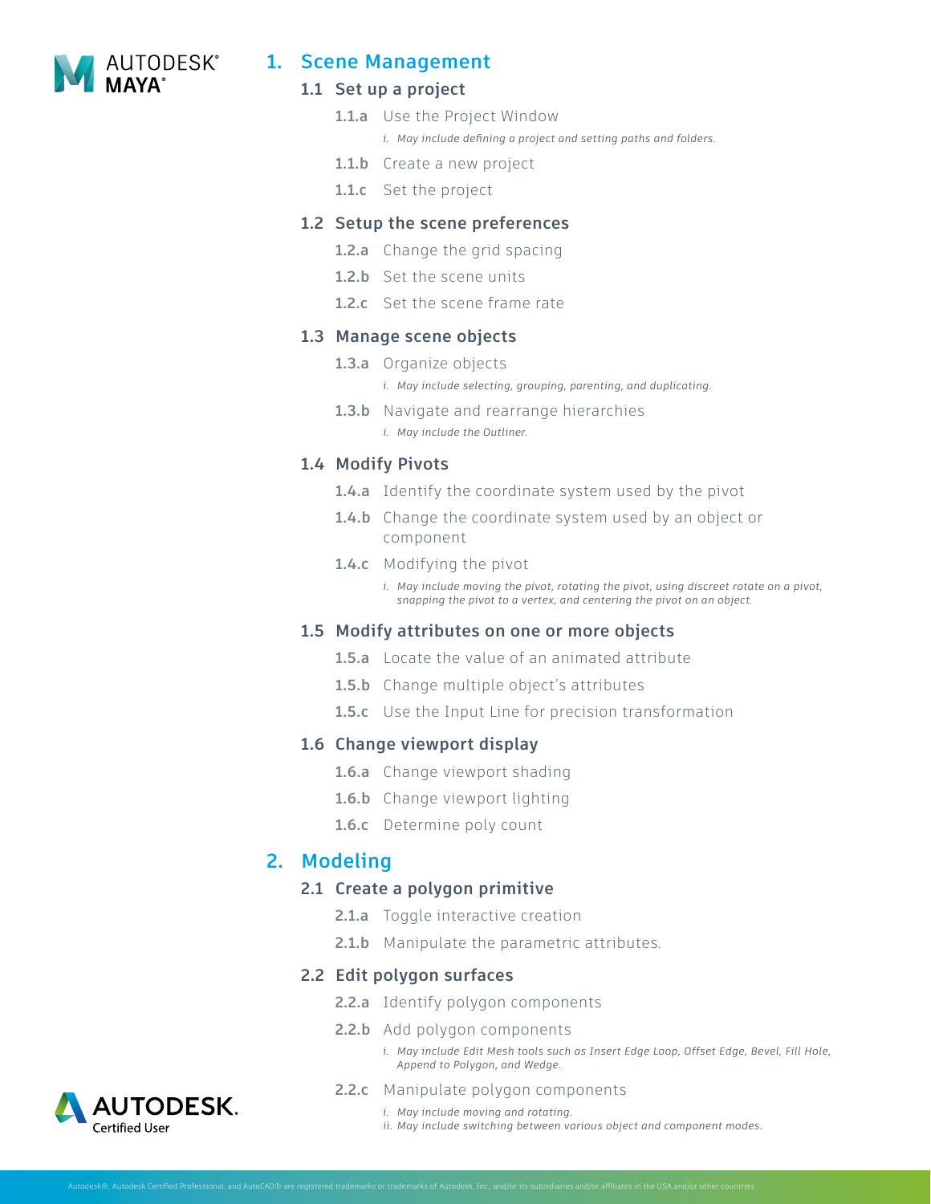# 1. Scene Management

## 1.1 Set up a project

**1.1.a** Use the Project Window

*i. May include defining a project and setting paths and folders.*

**1.1.b** Create a new project

**1.1.c** Set the project

## 1.2 Setup the scene preferences

**1.2.a** Change the grid spacing

**1.2.b** Set the scene units

**1.2.c** Set the scene frame rate

## 1.3 Manage scene objects

**1.3.a** Organize objects

*i. May include selecting, grouping, parenting, and duplicating.*

**1.3.b** Navigate and rearrange hierarchies

*i. May include the Outliner.*

## 1.4 Modify Pivots

**1.4.a** Identify the coordinate system used by the pivot

**1.4.b** Change the coordinate system used by an object or component

**1.4.c** Modifying the pivot

*i. May include moving the pivot, rotating the pivot, using discreet rotate on a pivot, snapping the pivot to a vertex, and centering the pivot on an object.*

## 1.5 Modify attributes on one or more objects

**1.5.a** Locate the value of an animated attribute

**1.5.b** Change multiple object's attributes

**1.5.c** Use the Input Line for precision transformation

## 1.6 Change viewport display

**1.6.a** Change viewport shading

**1.6.b** Change viewport lighting

**1.6.c** Determine poly count

# 2. Modeling

## 2.1 Create a polygon primitive

**2.1.a** Toggle interactive creation

**2.1.b** Manipulate the parametric attributes.

## 2.2 Edit polygon surfaces

**2.2.a** Identify polygon components

**2.2.b** Add polygon components

*i. May include Edit Mesh tools such as Insert Edge Loop, Offset Edge, Bevel, Fill Hole, Append to Polygon, and Wedge.*

**2.2.c** Manipulate polygon components

*i. May include moving and rotating.*
*ii. May include switching between various object and component modes.*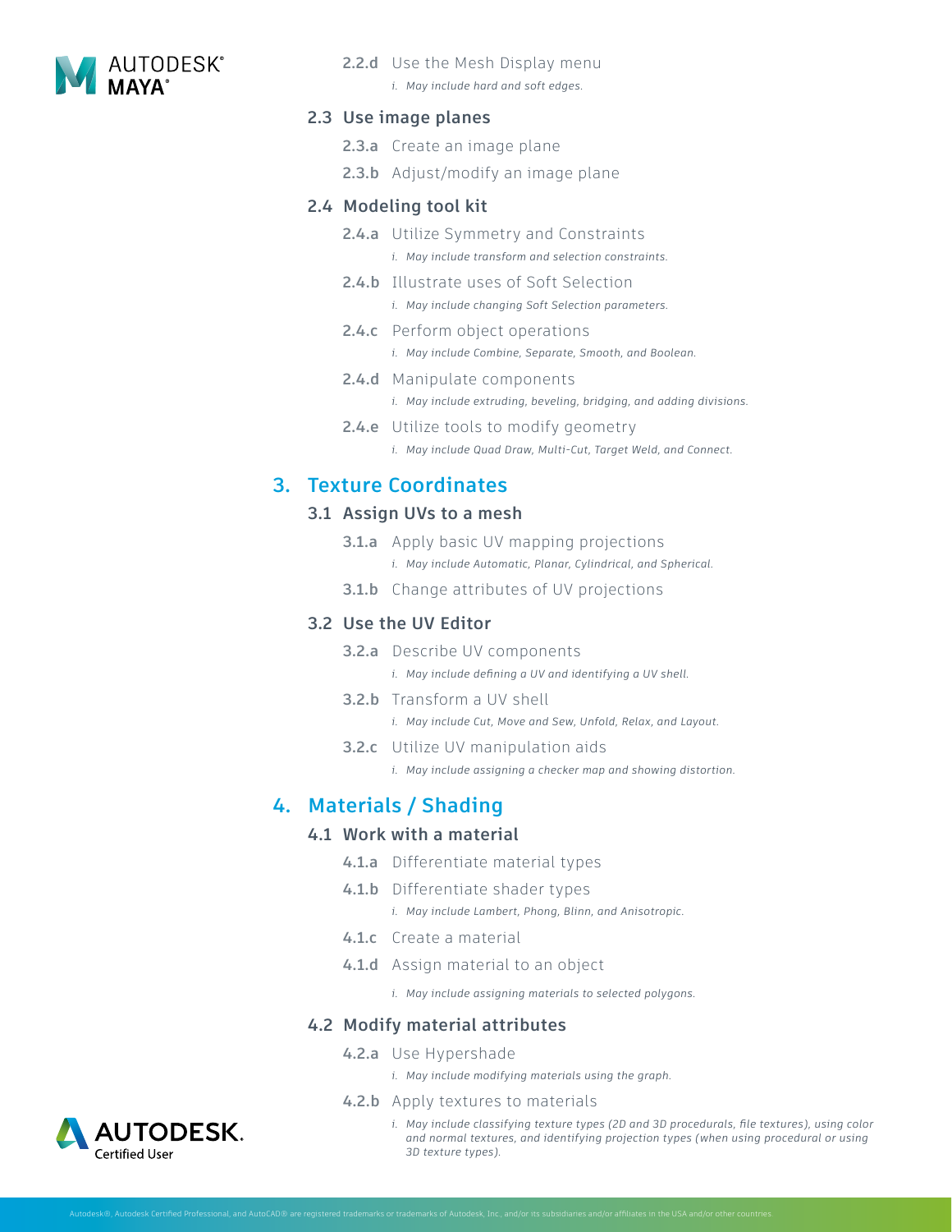**2.2.d** Use the Mesh Display menu

i. *May include hard and soft edges.*

### 2.3 Use image planes

**2.3.a** Create an image plane

**2.3.b** Adjust/modify an image plane

### 2.4 Modeling tool kit

**2.4.a** Utilize Symmetry and Constraints

i. *May include transform and selection constraints.*

**2.4.b** Illustrate uses of Soft Selection

i. *May include changing Soft Selection parameters.*

**2.4.c** Perform object operations

i. *May include Combine, Separate, Smooth, and Boolean.*

**2.4.d** Manipulate components

i. *May include extruding, beveling, bridging, and adding divisions.*

**2.4.e** Utilize tools to modify geometry

i. *May include Quad Draw, Multi-Cut, Target Weld, and Connect.*

## 3. Texture Coordinates

### 3.1 Assign UVs to a mesh

**3.1.a** Apply basic UV mapping projections

i. *May include Automatic, Planar, Cylindrical, and Spherical.*

**3.1.b** Change attributes of UV projections

### 3.2 Use the UV Editor

**3.2.a** Describe UV components

i. *May include defining a UV and identifying a UV shell.*

**3.2.b** Transform a UV shell

i. *May include Cut, Move and Sew, Unfold, Relax, and Layout.*

**3.2.c** Utilize UV manipulation aids

i. *May include assigning a checker map and showing distortion.*

## 4. Materials / Shading

### 4.1 Work with a material

**4.1.a** Differentiate material types

**4.1.b** Differentiate shader types

i. *May include Lambert, Phong, Blinn, and Anisotropic.*

**4.1.c** Create a material

**4.1.d** Assign material to an object

i. *May include assigning materials to selected polygons.*

### 4.2 Modify material attributes

**4.2.a** Use Hypershade

i. *May include modifying materials using the graph.*

**4.2.b** Apply textures to materials

i. *May include classifying texture types (2D and 3D procedurals, file textures), using color and normal textures, and identifying projection types (when using procedural or using 3D texture types).*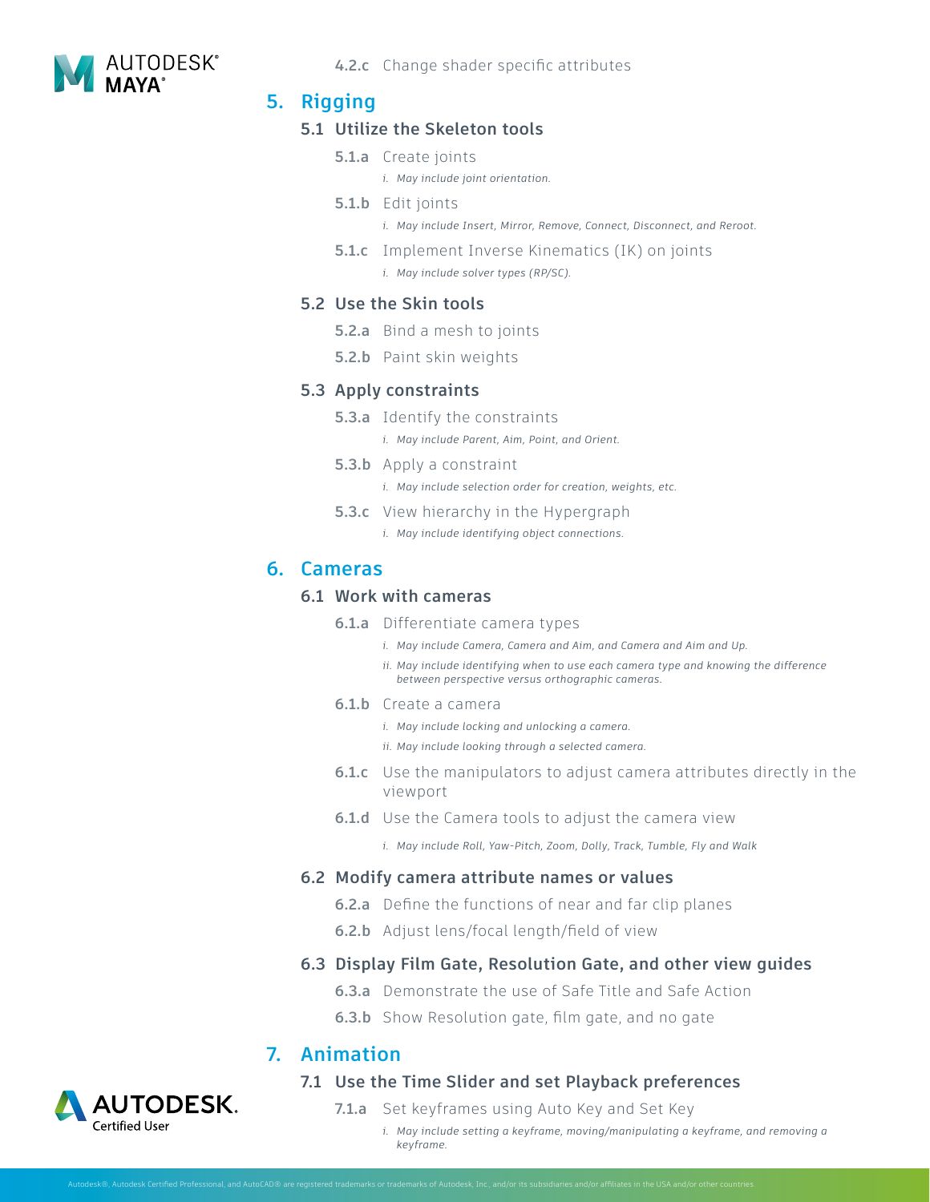**4.2.c** Change shader specific attributes

# 5. Rigging

## 5.1 Utilize the Skeleton tools

**5.1.a** Create joints

i. *May include joint orientation.*

**5.1.b** Edit joints

i. *May include Insert, Mirror, Remove, Connect, Disconnect, and Reroot.*

**5.1.c** Implement Inverse Kinematics (IK) on joints

i. *May include solver types (RP/SC).*

## 5.2 Use the Skin tools

**5.2.a** Bind a mesh to joints

**5.2.b** Paint skin weights

## 5.3 Apply constraints

**5.3.a** Identify the constraints

i. *May include Parent, Aim, Point, and Orient.*

**5.3.b** Apply a constraint

i. *May include selection order for creation, weights, etc.*

**5.3.c** View hierarchy in the Hypergraph

i. *May include identifying object connections.*

# 6. Cameras

## 6.1 Work with cameras

**6.1.a** Differentiate camera types

i. *May include Camera, Camera and Aim, and Camera and Aim and Up.*

ii. *May include identifying when to use each camera type and knowing the difference between perspective versus orthographic cameras.*

**6.1.b** Create a camera

i. *May include locking and unlocking a camera.*

ii. *May include looking through a selected camera.*

**6.1.c** Use the manipulators to adjust camera attributes directly in the viewport

**6.1.d** Use the Camera tools to adjust the camera view

i. *May include Roll, Yaw-Pitch, Zoom, Dolly, Track, Tumble, Fly and Walk*

## 6.2 Modify camera attribute names or values

**6.2.a** Define the functions of near and far clip planes

**6.2.b** Adjust lens/focal length/field of view

## 6.3 Display Film Gate, Resolution Gate, and other view guides

**6.3.a** Demonstrate the use of Safe Title and Safe Action

**6.3.b** Show Resolution gate, film gate, and no gate

# 7. Animation

## 7.1 Use the Time Slider and set Playback preferences

**7.1.a** Set keyframes using Auto Key and Set Key

i. *May include setting a keyframe, moving/manipulating a keyframe, and removing a keyframe.*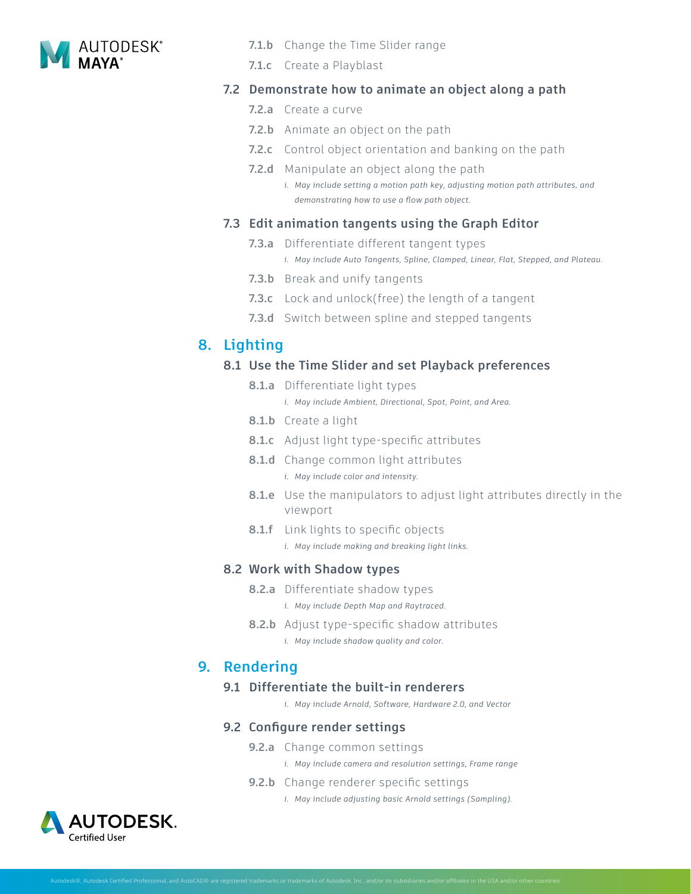- **7.1.b** Change the Time Slider range
- **7.1.c** Create a Playblast

### 7.2 Demonstrate how to animate an object along a path

- **7.2.a** Create a curve
- **7.2.b** Animate an object on the path
- **7.2.c** Control object orientation and banking on the path
- **7.2.d** Manipulate an object along the path
  - *i. May include setting a motion path key, adjusting motion path attributes, and demonstrating how to use a flow path object.*

### 7.3 Edit animation tangents using the Graph Editor

- **7.3.a** Differentiate different tangent types
  - *i. May include Auto Tangents, Spline, Clamped, Linear, Flat, Stepped, and Plateau.*
- **7.3.b** Break and unify tangents
- **7.3.c** Lock and unlock(free) the length of a tangent
- **7.3.d** Switch between spline and stepped tangents

## 8. Lighting

### 8.1 Use the Time Slider and set Playback preferences

- **8.1.a** Differentiate light types
  - *i. May include Ambient, Directional, Spot, Point, and Area.*
- **8.1.b** Create a light
- **8.1.c** Adjust light type-specific attributes
- **8.1.d** Change common light attributes
  - *i. May include color and intensity.*
- **8.1.e** Use the manipulators to adjust light attributes directly in the viewport
- **8.1.f** Link lights to specific objects
  - *i. May include making and breaking light links.*

### 8.2 Work with Shadow types

- **8.2.a** Differentiate shadow types
  - *i. May include Depth Map and Raytraced.*
- **8.2.b** Adjust type-specific shadow attributes
  - *i. May include shadow quality and color.*

## 9. Rendering

### 9.1 Differentiate the built-in renderers

*i. May include Arnold, Software, Hardware 2.0, and Vector*

### 9.2 Configure render settings

- **9.2.a** Change common settings
  - *i. May include camera and resolution settings, Frame range*
- **9.2.b** Change renderer specific settings
  - *i. May include adjusting basic Arnold settings (Sampling).*

Autodesk®, Autodesk Certified Professional, and AutoCAD® are registered trademarks or trademarks of Autodesk, Inc., and/or its subsidiaries and/or affiliates in the USA and/or other countries